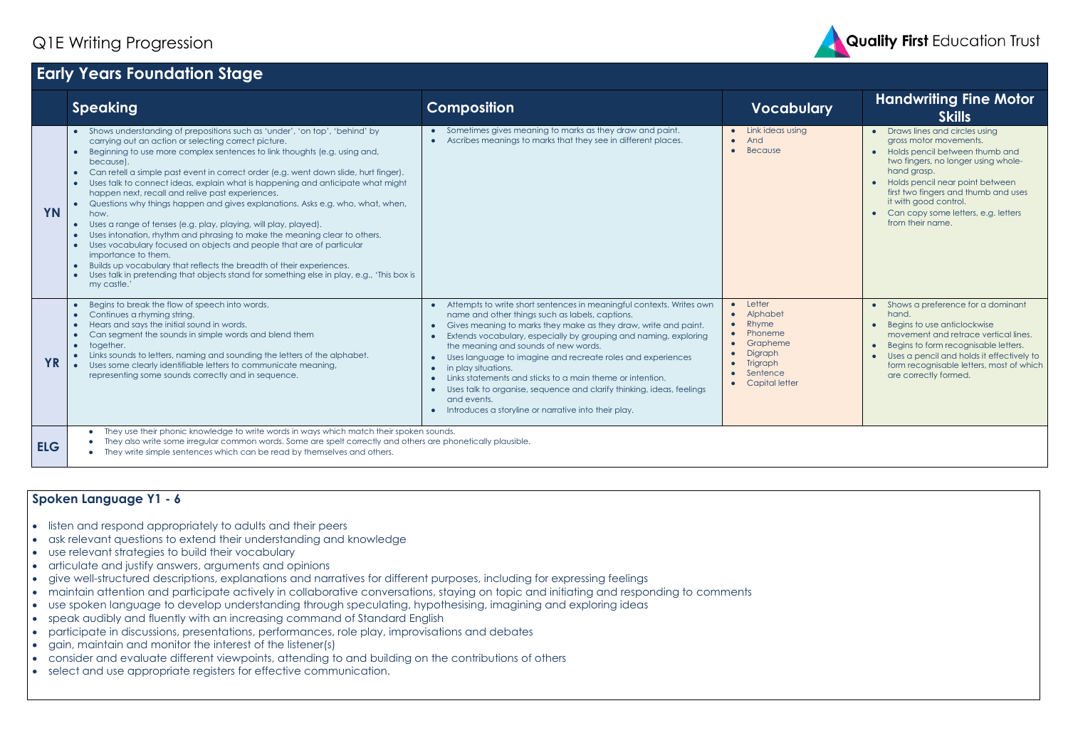# Q1E Writing Progression

**Quality First** Education Trust

## Early Years Foundation Stage

| | Speaking | Composition | Vocabulary | Handwriting Fine Motor Skills |
|---|---|---|---|---|
| **YN** | • Shows understanding of prepositions such as 'under', 'on top', 'behind' by carrying out an action or selecting correct picture.<br>• Beginning to use more complex sentences to link thoughts (e.g. using and, because).<br>• Can retell a simple past event in correct order (e.g. went down slide, hurt finger).<br>• Uses talk to connect ideas, explain what is happening and anticipate what might happen next, recall and relive past experiences.<br>• Questions why things happen and gives explanations. Asks e.g. who, what, when, how.<br>• Uses a range of tenses (e.g. play, playing, will play, played).<br>• Uses intonation, rhythm and phrasing to make the meaning clear to others.<br>• Uses vocabulary focused on objects and people that are of particular importance to them.<br>• Builds up vocabulary that reflects the breadth of their experiences.<br>• Uses talk in pretending that objects stand for something else in play, e.g., 'This box is my castle.' | • Sometimes gives meaning to marks as they draw and paint.<br>• Ascribes meanings to marks that they see in different places. | • Link ideas using<br>• And<br>• Because | • Draws lines and circles using gross motor movements.<br>• Holds pencil between thumb and two fingers, no longer using whole-hand grasp.<br>• Holds pencil near point between first two fingers and thumb and uses it with good control.<br>• Can copy some letters, e.g. letters from their name. |
| **YR** | • Begins to break the flow of speech into words.<br>• Continues a rhyming string.<br>• Hears and says the initial sound in words.<br>• Can segment the sounds in simple words and blend them<br>• together.<br>• Links sounds to letters, naming and sounding the letters of the alphabet.<br>• Uses some clearly identifiable letters to communicate meaning, representing some sounds correctly and in sequence. | • Attempts to write short sentences in meaningful contexts. Writes own name and other things such as labels, captions.<br>• Gives meaning to marks they make as they draw, write and paint.<br>• Extends vocabulary, especially by grouping and naming, exploring the meaning and sounds of new words.<br>• Uses language to imagine and recreate roles and experiences<br>• in play situations.<br>• Links statements and sticks to a main theme or intention.<br>• Uses talk to organise, sequence and clarify thinking, ideas, feelings and events.<br>• Introduces a storyline or narrative into their play. | • Letter<br>• Alphabet<br>• Rhyme<br>• Phoneme<br>• Grapheme<br>• Digraph<br>• Trigraph<br>• Sentence<br>• Capital letter | • Shows a preference for a dominant hand.<br>• Begins to use anticlockwise movement and retrace vertical lines.<br>• Begins to form recognisable letters.<br>• Uses a pencil and holds it effectively to form recognisable letters, most of which are correctly formed. |
| **ELG** | • They use their phonic knowledge to write words in ways which match their spoken sounds.<br>• They also write some irregular common words. Some are spelt correctly and others are phonetically plausible.<br>• They write simple sentences which can be read by themselves and others. | | | |

### Spoken Language Y1 - 6

- listen and respond appropriately to adults and their peers
- ask relevant questions to extend their understanding and knowledge
- use relevant strategies to build their vocabulary
- articulate and justify answers, arguments and opinions
- give well-structured descriptions, explanations and narratives for different purposes, including for expressing feelings
- maintain attention and participate actively in collaborative conversations, staying on topic and initiating and responding to comments
- use spoken language to develop understanding through speculating, hypothesising, imagining and exploring ideas
- speak audibly and fluently with an increasing command of Standard English
- participate in discussions, presentations, performances, role play, improvisations and debates
- gain, maintain and monitor the interest of the listener(s)
- consider and evaluate different viewpoints, attending to and building on the contributions of others
- select and use appropriate registers for effective communication.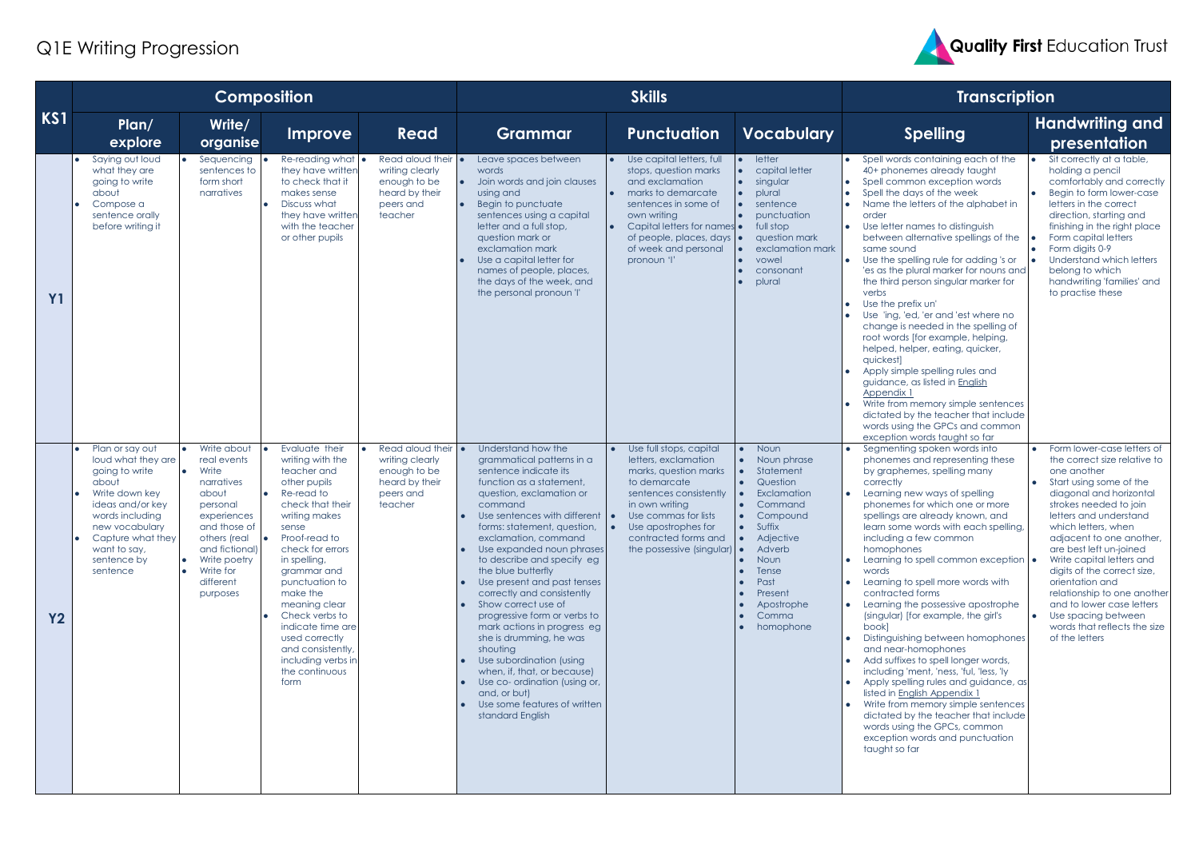# Q1E Writing Progression

Quality First Education Trust

| KS1 | Composition | | | | Skills | | | Transcription | |
|---|---|---|---|---|---|---|---|---|---|
| | **Plan/ explore** | **Write/ organise** | **Improve** | **Read** | **Grammar** | **Punctuation** | **Vocabulary** | **Spelling** | **Handwriting and presentation** |
| **Y1** | • Saying out loud what they are going to write about<br>• Compose a sentence orally before writing it | • Sequencing sentences to form short narratives | • Re-reading what they have written to check that it makes sense<br>• Discuss what they have written with the teacher or other pupils | • Read aloud their writing clearly enough to be heard by their peers and teacher | • Leave spaces between words<br>• Join words and join clauses using and<br>• Begin to punctuate sentences using a capital letter and a full stop, question mark or exclamation mark<br>• Use a capital letter for names of people, places, the days of the week, and the personal pronoun 'I' | • Use capital letters, full stops, question marks and exclamation marks to demarcate sentences in some of own writing<br>• Capital letters for names of people, places, days of week and personal pronoun 'I' | • letter<br>• capital letter<br>• singular<br>• plural<br>• sentence<br>• punctuation<br>• full stop<br>• question mark<br>• exclamation mark<br>• vowel<br>• consonant<br>• plural | • Spell words containing each of the 40+ phonemes already taught<br>• Spell common exception words<br>• Spell the days of the week<br>• Name the letters of the alphabet in order<br>• Use letter names to distinguish between alternative spellings of the same sound<br>• Use the spelling rule for adding 's or 'es as the plural marker for nouns and the third person singular marker for verbs<br>• Use the prefix un'<br>• Use 'ing, 'ed, 'er and 'est where no change is needed in the spelling of root words [for example, helping, helped, helper, eating, quicker, quickest]<br>• Apply simple spelling rules and guidance, as listed in English Appendix 1<br>• Write from memory simple sentences dictated by the teacher that include words using the GPCs and common exception words taught so far | • Sit correctly at a table, holding a pencil comfortably and correctly<br>• Begin to form lower-case letters in the correct direction, starting and finishing in the right place<br>• Form capital letters<br>• Form digits 0-9<br>• Understand which letters belong to which handwriting 'families' and to practise these |
| **Y2** | • Plan or say out loud what they are going to write about<br>• Write down key ideas and/or key words including new vocabulary<br>• Capture what they want to say, sentence by sentence | • Write about real events<br>• Write narratives about personal experiences and those of others (real and fictional)<br>• Write poetry<br>• Write for different purposes | • Evaluate their writing with the teacher and other pupils<br>• Re-read to check that their writing makes sense<br>• Proof-read to check for errors in spelling, grammar and punctuation to make the meaning clear<br>• Check verbs to indicate time are used correctly and consistently, including verbs in the continuous form | • Read aloud their writing clearly enough to be heard by their peers and teacher | • Understand how the grammatical patterns in a sentence indicate its function as a statement, question, exclamation or command<br>• Use sentences with different forms: statement, question, exclamation, command<br>• Use expanded noun phrases to describe and specify eg the blue butterfly<br>• Use present and past tenses correctly and consistently<br>• Show correct use of progressive form or verbs to mark actions in progress eg she is drumming, he was shouting<br>• Use subordination (using when, if, that, or because)<br>• Use co- ordination (using or, and, or but)<br>• Use some features of written standard English | • Use full stops, capital letters, exclamation marks, question marks to demarcate sentences consistently in own writing<br>• Use commas for lists<br>• Use apostrophes for contracted forms and the possessive (singular) | • Noun<br>• Noun phrase<br>• Statement<br>• Question<br>• Exclamation<br>• Command<br>• Compound<br>• Suffix<br>• Adjective<br>• Adverb<br>• Noun<br>• Tense<br>• Past<br>• Present<br>• Apostrophe<br>• Comma<br>• homophone | • Segmenting spoken words into phonemes and representing these by graphemes, spelling many correctly<br>• Learning new ways of spelling phonemes for which one or more spellings are already known, and learn some words with each spelling, including a few common homophones<br>• Learning to spell common exception words<br>• Learning to spell more words with contracted forms<br>• Learning the possessive apostrophe (singular) [for example, the girl's book]<br>• Distinguishing between homophones and near-homophones<br>• Add suffixes to spell longer words, including 'ment, 'ness, 'ful, 'less, 'ly<br>• Apply spelling rules and guidance, as listed in English Appendix 1<br>• Write from memory simple sentences dictated by the teacher that include words using the GPCs, common exception words and punctuation taught so far | • Form lower-case letters of the correct size relative to one another<br>• Start using some of the diagonal and horizontal strokes needed to join letters and understand which letters, when adjacent to one another, are best left un-joined<br>• Write capital letters and digits of the correct size, orientation and relationship to one another and to lower case letters<br>• Use spacing between words that reflects the size of the letters |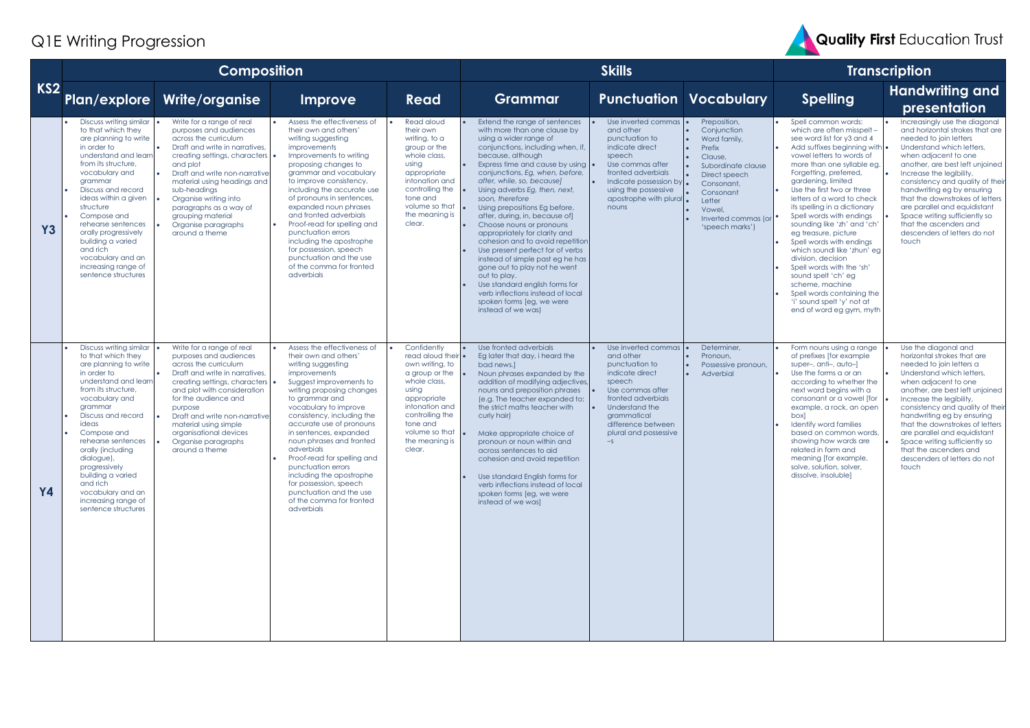# Q1E Writing Progression

Quality First Education Trust

| KS2 | Composition | | | | Skills | | | Transcription | |
|---|---|---|---|---|---|---|---|---|---|
| | **Plan/explore** | **Write/organise** | **Improve** | **Read** | **Grammar** | **Punctuation** | **Vocabulary** | **Spelling** | **Handwriting and presentation** |
| **Y3** | • Discuss writing similar to that which they are planning to write in order to understand and learn from its structure, vocabulary and grammar<br>• Discuss and record ideas within a given structure<br>• Compose and rehearse sentences orally progressively building a varied and rich vocabulary and an increasing range of sentence structures | • Write for a range of real purposes and audiences across the curriculum<br>• Draft and write in narratives, creating settings, characters and plot<br>• Draft and write non-narrative material using headings and sub-headings<br>• Organise writing into paragraphs as a way of grouping material<br>• Organise paragraphs around a theme | • Assess the effectiveness of their own and others' writing suggesting improvements<br>• Improvements to writing proposing changes to grammar and vocabulary to improve consistency, including the accurate use of pronouns in sentences, expanded noun phrases and fronted adverbials<br>• Proof-read for spelling and punctuation errors including the apostrophe for possession, speech punctuation and the use of the comma for fronted adverbials | • Read aloud their own writing, to a group or the whole class, using appropriate intonation and controlling the tone and volume so that the meaning is clear. | • Extend the range of sentences with more than one clause by using a wider range of conjunctions, including when, if, because, although<br>• Express time and cause by using conjunctions, *Eg, when, before, after, while, so, because]*<br>• Using adverbs *Eg, then, next, soon, therefore*<br>• Using prepositions Eg before, after, during, in, because of]<br>• Choose nouns or pronouns appropriately for clarity and cohesion and to avoid repetition<br>• Use present perfect for of verbs instead of simple past eg he has gone out to play not he went out to play.<br>• Use standard english forms for verb inflections instead of local spoken forms [eg, we were instead of we was] | • Use inverted commas and other punctuation to indicate direct speech<br>• Use commas after fronted adverbials<br>• Indicate possession by using the possessive apostrophe with plural nouns | • Preposition,<br>• Conjunction<br>• Word family,<br>• Prefix<br>• Clause,<br>• Subordinate clause<br>• Direct speech<br>• Consonant,<br>• Consonant<br>• Letter<br>• Vowel,<br>• Inverted commas (or 'speech marks') | • Spell common words: which are often misspelt – see word list for y3 and 4<br>• Add suffixes beginning with vowel letters to words of more than one syllable eg. Forgetting, preferred, gardening, limited<br>• Use the first two or three letters of a word to check its spelling in a dictionary<br>• Spell words with endings sounding like 'zh' and 'ch' eg treasure, picture<br>• Spell words with endings which sound like 'zhun' eg division, decision<br>• Spell words with the 'sh' sound spelt 'ch' eg scheme, machine<br>• Spell words containing the 'i' sound spelt 'y' not at end of word eg gym, myth | • Increasingly use the diagonal and horizontal strokes that are needed to join letters<br>• Understand which letters, when adjacent to one another, are best left unjoined<br>• Increase the legibility, consistency and quality of their handwriting eg by ensuring that the downstrokes of letters are parallel and equidistant<br>• Space writing sufficiently so that the ascenders and descenders of letters do not touch |
| **Y4** | • Discuss writing similar to that which they are planning to write in order to understand and learn from its structure, vocabulary and grammar<br>• Discuss and record ideas<br>• Compose and rehearse sentences orally (including dialogue), progressively building a varied and rich vocabulary and an increasing range of sentence structures | • Write for a range of real purposes and audiences across the curriculum<br>• Draft and write in narratives, creating settings, characters and plot with consideration for the audience and purpose<br>• Draft and write non-narrative material using simple organisational devices<br>• Organise paragraphs around a theme | • Assess the effectiveness of their own and others' writing suggesting improvements<br>• Suggest improvements to writing proposing changes to grammar and vocabulary to improve consistency, including the accurate use of pronouns in sentences, expanded noun phrases and fronted adverbials<br>• Proof-read for spelling and punctuation errors including the apostrophe for possession, speech punctuation and the use of the comma for fronted adverbials | • Confidently read aloud their own writing, to a group or the whole class, using appropriate intonation and controlling the tone and volume so that the meaning is clear. | • Use fronted adverbials<br>• Eg later that day, i heard the bad news.]<br>• Noun phrases expanded by the addition of modifying adjectives, nouns and preposition phrases (e.g. The teacher expanded to: the strict maths teacher with curly hair)<br>• Make appropriate choice of pronoun or noun within and across sentences to aid cohesion and avoid repetition<br>• Use standard English forms for verb inflections instead of local spoken forms [eg, we were instead of we was] | • Use inverted commas and other punctuation to indicate direct speech<br>• Use commas after fronted adverbials<br>• Understand the grammatical difference between plural and possessive –s | • Determiner,<br>• Pronoun,<br>• Possessive pronoun,<br>• Adverbial | • Form nouns using a range of prefixes [for example super–, anti–, auto–]<br>• Use the forms a or an according to whether the next word begins with a consonant or a vowel [for example, a rock, an open box]<br>• Identify word families based on common words, showing how words are related in form and meaning [for example, solve, solution, solver, dissolve, insoluble] | • Use the diagonal and horizontal strokes that are needed to join letters<br>• Understand which letters, when adjacent to one another, are best left unjoined<br>• Increase the legibility, consistency and quality of their handwriting eg by ensuring that the downstrokes of letters are parallel and equidistant<br>• Space writing sufficiently so that the ascenders and descenders of letters do not touch |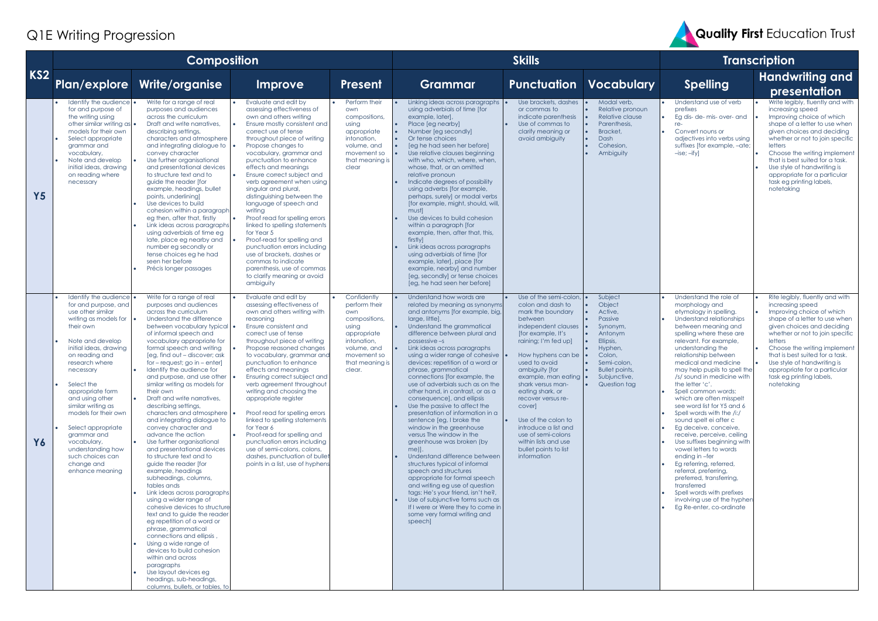# Q1E Writing Progression

Quality First Education Trust

| KS2 | Composition | | | | Skills | | | Transcription | |
|---|---|---|---|---|---|---|---|---|---|
| | Plan/explore | Write/organise | Improve | Present | Grammar | Punctuation | Vocabulary | Spelling | Handwriting and presentation |
| **Y5** | • Identify the audience for and purpose of the writing using other similar writing as models for their own<br>• Select appropriate grammar and vocabulary,<br>• Note and develop initial ideas, drawing on reading where necessary | • Write for a range of real purposes and audiences across the curriculum<br>• Draft and write narratives, describing settings, characters and atmosphere and integrating dialogue to convey character<br>• Use further organisational and presentational devices to structure text and to guide the reader [for example, headings, bullet points, underlining]<br>• Use devices to build cohesion within a paragraph eg then, after that, firstly<br>• Link ideas across paragraphs using adverbials of time eg late, place eg nearby and number eg secondly or tense choices eg he had seen her before<br>• Précis longer passages | • Evaluate and edit by assessing effectiveness of own and others writing<br>• Ensure mostly consistent and correct use of tense throughout piece of writing<br>• Propose changes to vocabulary, grammar and punctuation to enhance effects and meanings<br>• Ensure correct subject and verb agreement when using singular and plural, distinguishing between the language of speech and writing<br>• Proof read for spelling errors linked to spelling statements for Year 5<br>• Proof-read for spelling and punctuation errors including use of brackets, dashes or commas to indicate parenthesis, use of commas to clarify meaning or avoid ambiguity | • Perform their own compositions, using appropriate intonation, volume, and movement so that meaning is clear | • Linking ideas across paragraphs using adverbials of time [for example, later],<br>• Place [eg nearby]<br>• Number [eg secondly]<br>• Or tense choices<br>• [eg he had seen her before]<br>• Use relative clauses beginning with who, which, where, when, whose, that, or an omitted relative pronoun<br>• Indicate degrees of possibility using adverbs [for example, perhaps, surely] or modal verbs [for example, might, should, will, must]<br>• Use devices to build cohesion within a paragraph [for example, then, after that, this, firstly]<br>• Link ideas across paragraphs using adverbials of time [for example, later], place [for example, nearby] and number [eg, secondly] or tense choices [eg, he had seen her before] | • Use brackets, dashes or commas to indicate parenthesis<br>• Use of commas to clarify meaning or avoid ambiguity | • Modal verb,<br>• Relative pronoun<br>• Relative clause<br>• Parenthesis,<br>• Bracket,<br>• Dash<br>• Cohesion,<br>• Ambiguity | • Understand use of verb prefixes<br>• Eg dis- de- mis- over- and re-<br>• Convert nouns or adjectives into verbs using suffixes [for example, –ate; –ise; –ify] | • Write legibly, fluently and with increasing speed<br>• Improving choice of which shape of a letter to use when given choices and deciding whether or not to join specific letters<br>• Choose the writing implement that is best suited for a task.<br>• Use style of handwriting is appropriate for a particular task eg printing labels, notetaking |
| **Y6** | • Identify the audience for and purpose, and use other similar writing as models for their own<br>• Note and develop initial ideas, drawing on reading and research where necessary<br>• Select the appropriate form and using other similar writing as models for their own<br>• Select appropriate grammar and vocabulary, understanding how such choices can change and enhance meaning | • Write for a range of real purposes and audiences across the curriculum<br>• Understand the difference between vocabulary typical of informal speech and vocabulary appropriate for formal speech and writing [eg, find out – discover; ask for – request; go in – enter]<br>• Identify the audience for and purpose, and use other similar writing as models for their own<br>• Draft and write narratives, describing settings, characters and atmosphere and integrating dialogue to convey character and advance the action<br>• Use further organisational and presentational devices to structure text and to guide the reader [for example, headings subheadings, columns, tables ands<br>• Link ideas across paragraphs using a wider range of cohesive devices to structure text and to guide the reader eg repetition of a word or phrase, grammatical connections and ellipsis ,<br>• Using a wide range of devices to build cohesion within and across paragraphs<br>• Use layout devices eg headings, sub-headings, columns, bullets, or tables, to | • Evaluate and edit by assessing effectiveness of own and others writing with reasoning<br>• Ensure consistent and correct use of tense throughout piece of writing<br>• Propose reasoned changes to vocabulary, grammar and punctuation to enhance effects and meanings<br>• Ensuring correct subject and verb agreement throughout writing and choosing the appropriate register<br>• Proof read for spelling errors linked to spelling statements for Year 6<br>• Proof-read for spelling and punctuation errors including use of semi-colons, colons, dashes, punctuation of bullet points in a list, use of hyphens | • Confidently perform their own compositions, using appropriate intonation, volume, and movement so that meaning is clear. | • Understand how words are related by meaning as synonyms and antonyms [for example, big, large, little].<br>• Understand the grammatical difference between plural and possessive –s<br>• Link ideas across paragraphs using a wider range of cohesive devices: repetition of a word or phrase, grammatical connections [for example, the use of adverbials such as on the other hand, in contrast, or as a consequence], and ellipsis<br>• Use the passive to affect the presentation of information in a sentence [eg, I broke the window in the greenhouse versus The window in the greenhouse was broken (by me)].<br>• Understand difference between structures typical of informal speech and structures appropriate for formal speech and writing eg use of question tags: He's your friend, isn't he?,<br>• Use of subjunctive forms such as If I were or Were they to come in some very formal writing and speech] | • Use of the semi-colon, colon and dash to mark the boundary between independent clauses [for example, It's raining; I'm fed up]<br>• How hyphens can be used to avoid ambiguity [for example, man eating shark versus man-eating shark, or recover versus re-cover]<br>• Use of the colon to introduce a list and use of semi-colons within lists and use bullet points to list information | • Subject<br>• Object<br>• Active,<br>• Passive<br>• Synonym,<br>• Antonym<br>• Ellipsis,<br>• Hyphen,<br>• Colon,<br>• Semi-colon,<br>• Bullet points,<br>• Subjunctive,<br>• Question tag | • Understand the role of morphology and etymology in spelling.<br>• Understand relationships between meaning and spelling where these are relevant. For example, understanding the relationship between medical and medicine may help pupils to spell the /s/ sound in medicine with the letter 'c'.<br>• Spell common words: which are often misspelt see word list for Y5 and 6<br>• Spell words with the /i:/ sound spelt ei after c<br>• Eg deceive, conceive, receive, perceive, ceiling<br>• Use suffixes beginning with vowel letters to words ending in –fer<br>• Eg referring, referred, referral, preferring, preferred, transferring, transferred<br>• Spell words with prefixes involving use of the hyphen<br>• Eg Re-enter, co-ordinate | • Rite legibly, fluently and with increasing speed<br>• Improving choice of which shape of a letter to use when given choices and deciding whether or not to join specific letters<br>• Choose the writing implement that is best suited for a task.<br>• Use style of handwriting is appropriate for a particular task eg printing labels, notetaking |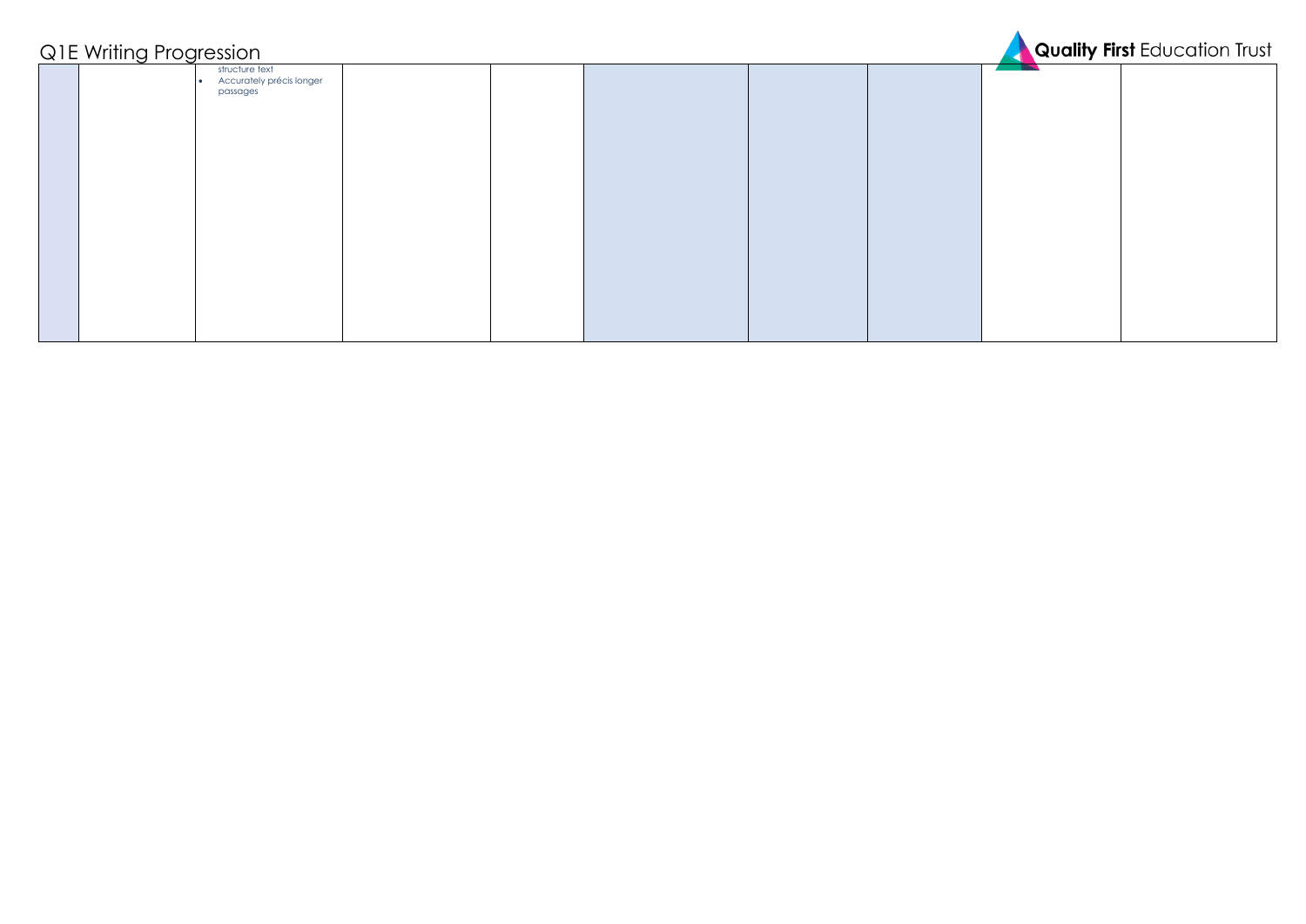| | | | | | | | | | |
|---|---|---|---|---|---|---|---|---|---|
| | | structure text<br>• Accurately précis longer passages | | | | | | | |